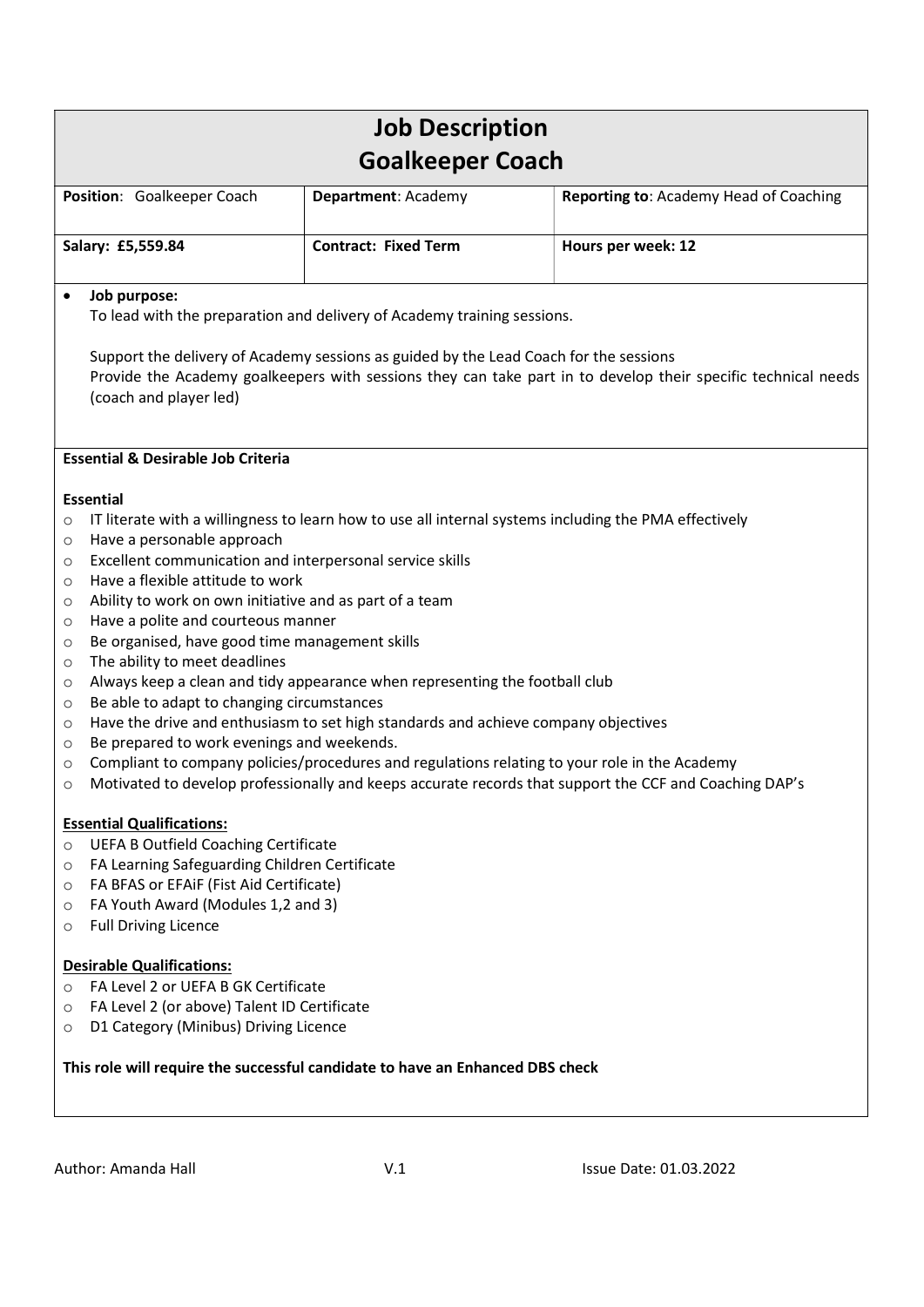# Job Description
# Goalkeeper Coach

| **Position**: Goalkeeper Coach | **Department**: Academy | **Reporting to**: Academy Head of Coaching |
|---|---|---|
| **Salary: £5,559.84** | **Contract: Fixed Term** | **Hours per week: 12** |

- **Job purpose:**

  To lead with the preparation and delivery of Academy training sessions.

  Support the delivery of Academy sessions as guided by the Lead Coach for the sessions

  Provide the Academy goalkeepers with sessions they can take part in to develop their specific technical needs (coach and player led)

**Essential & Desirable Job Criteria**

**Essential**

- IT literate with a willingness to learn how to use all internal systems including the PMA effectively
- Have a personable approach
- Excellent communication and interpersonal service skills
- Have a flexible attitude to work
- Ability to work on own initiative and as part of a team
- Have a polite and courteous manner
- Be organised, have good time management skills
- The ability to meet deadlines
- Always keep a clean and tidy appearance when representing the football club
- Be able to adapt to changing circumstances
- Have the drive and enthusiasm to set high standards and achieve company objectives
- Be prepared to work evenings and weekends.
- Compliant to company policies/procedures and regulations relating to your role in the Academy
- Motivated to develop professionally and keeps accurate records that support the CCF and Coaching DAP's

**Essential Qualifications:**

- UEFA B Outfield Coaching Certificate
- FA Learning Safeguarding Children Certificate
- FA BFAS or EFAiF (Fist Aid Certificate)
- FA Youth Award (Modules 1,2 and 3)
- Full Driving Licence

**Desirable Qualifications:**

- FA Level 2 or UEFA B GK Certificate
- FA Level 2 (or above) Talent ID Certificate
- D1 Category (Minibus) Driving Licence

**This role will require the successful candidate to have an Enhanced DBS check**

Author: Amanda Hall V.1 Issue Date: 01.03.2022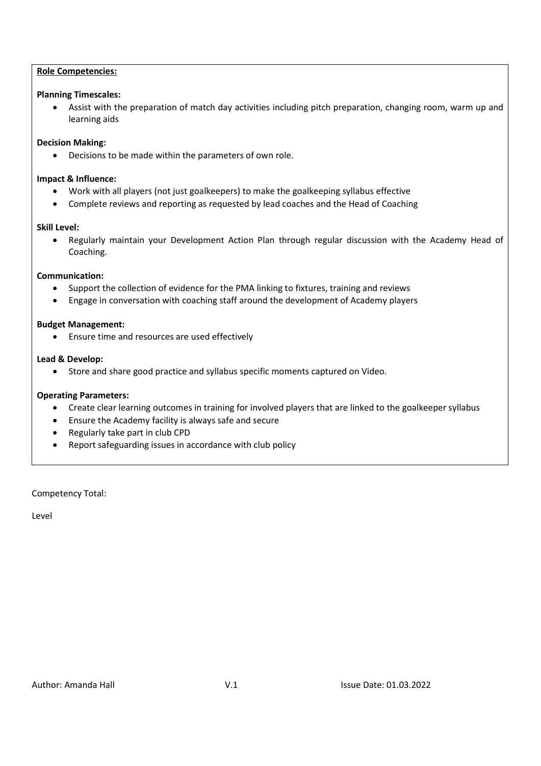**Role Competencies:**

**Planning Timescales:**

- Assist with the preparation of match day activities including pitch preparation, changing room, warm up and learning aids

**Decision Making:**

- Decisions to be made within the parameters of own role.

**Impact & Influence:**

- Work with all players (not just goalkeepers) to make the goalkeeping syllabus effective
- Complete reviews and reporting as requested by lead coaches and the Head of Coaching

**Skill Level:**

- Regularly maintain your Development Action Plan through regular discussion with the Academy Head of Coaching.

**Communication:**

- Support the collection of evidence for the PMA linking to fixtures, training and reviews
- Engage in conversation with coaching staff around the development of Academy players

**Budget Management:**

- Ensure time and resources are used effectively

**Lead & Develop:**

- Store and share good practice and syllabus specific moments captured on Video.

**Operating Parameters:**

- Create clear learning outcomes in training for involved players that are linked to the goalkeeper syllabus
- Ensure the Academy facility is always safe and secure
- Regularly take part in club CPD
- Report safeguarding issues in accordance with club policy

Competency Total:

Level

Author: Amanda Hall V.1 Issue Date: 01.03.2022